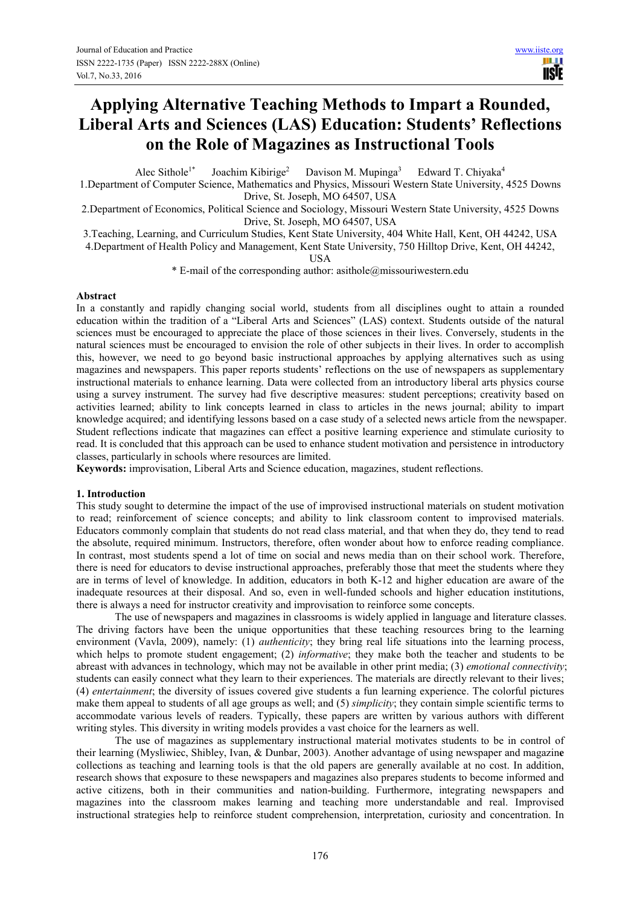# Applying Alternative Teaching Methods to Impart a Rounded, Liberal Arts and Sciences (LAS) Education: Students' Reflections on the Role of Magazines as Instructional Tools

Alec Sithole[1*] Joachim Kibirige[2] Davison M. Mupinga[3] Edward T. Chiyaka[4]

1.Department of Computer Science, Mathematics and Physics, Missouri Western State University, 4525 Downs Drive, St. Joseph, MO 64507, USA

2.Department of Economics, Political Science and Sociology, Missouri Western State University, 4525 Downs Drive, St. Joseph, MO 64507, USA

3.Teaching, Learning, and Curriculum Studies, Kent State University, 404 White Hall, Kent, OH 44242, USA

4.Department of Health Policy and Management, Kent State University, 750 Hilltop Drive, Kent, OH 44242, USA

\* E-mail of the corresponding author: asithole@missouriwestern.edu

**Abstract**

In a constantly and rapidly changing social world, students from all disciplines ought to attain a rounded education within the tradition of a "Liberal Arts and Sciences" (LAS) context. Students outside of the natural sciences must be encouraged to appreciate the place of those sciences in their lives. Conversely, students in the natural sciences must be encouraged to envision the role of other subjects in their lives. In order to accomplish this, however, we need to go beyond basic instructional approaches by applying alternatives such as using magazines and newspapers. This paper reports students' reflections on the use of newspapers as supplementary instructional materials to enhance learning. Data were collected from an introductory liberal arts physics course using a survey instrument. The survey had five descriptive measures: student perceptions; creativity based on activities learned; ability to link concepts learned in class to articles in the news journal; ability to impart knowledge acquired; and identifying lessons based on a case study of a selected news article from the newspaper. Student reflections indicate that magazines can effect a positive learning experience and stimulate curiosity to read. It is concluded that this approach can be used to enhance student motivation and persistence in introductory classes, particularly in schools where resources are limited.

**Keywords:** improvisation, Liberal Arts and Science education, magazines, student reflections.

## 1. Introduction

This study sought to determine the impact of the use of improvised instructional materials on student motivation to read; reinforcement of science concepts; and ability to link classroom content to improvised materials. Educators commonly complain that students do not read class material, and that when they do, they tend to read the absolute, required minimum. Instructors, therefore, often wonder about how to enforce reading compliance. In contrast, most students spend a lot of time on social and news media than on their school work. Therefore, there is need for educators to devise instructional approaches, preferably those that meet the students where they are in terms of level of knowledge. In addition, educators in both K-12 and higher education are aware of the inadequate resources at their disposal. And so, even in well-funded schools and higher education institutions, there is always a need for instructor creativity and improvisation to reinforce some concepts.

The use of newspapers and magazines in classrooms is widely applied in language and literature classes. The driving factors have been the unique opportunities that these teaching resources bring to the learning environment (Vavla, 2009), namely: (1) *authenticity*; they bring real life situations into the learning process, which helps to promote student engagement; (2) *informative*; they make both the teacher and students to be abreast with advances in technology, which may not be available in other print media; (3) *emotional connectivity*; students can easily connect what they learn to their experiences. The materials are directly relevant to their lives; (4) *entertainment*; the diversity of issues covered give students a fun learning experience. The colorful pictures make them appeal to students of all age groups as well; and (5) *simplicity*; they contain simple scientific terms to accommodate various levels of readers. Typically, these papers are written by various authors with different writing styles. This diversity in writing models provides a vast choice for the learners as well.

The use of magazines as supplementary instructional material motivates students to be in control of their learning (Mysliwiec, Shibley, Ivan, & Dunbar, 2003). Another advantage of using newspaper and magazine collections as teaching and learning tools is that the old papers are generally available at no cost. In addition, research shows that exposure to these newspapers and magazines also prepares students to become informed and active citizens, both in their communities and nation-building. Furthermore, integrating newspapers and magazines into the classroom makes learning and teaching more understandable and real. Improvised instructional strategies help to reinforce student comprehension, interpretation, curiosity and concentration. In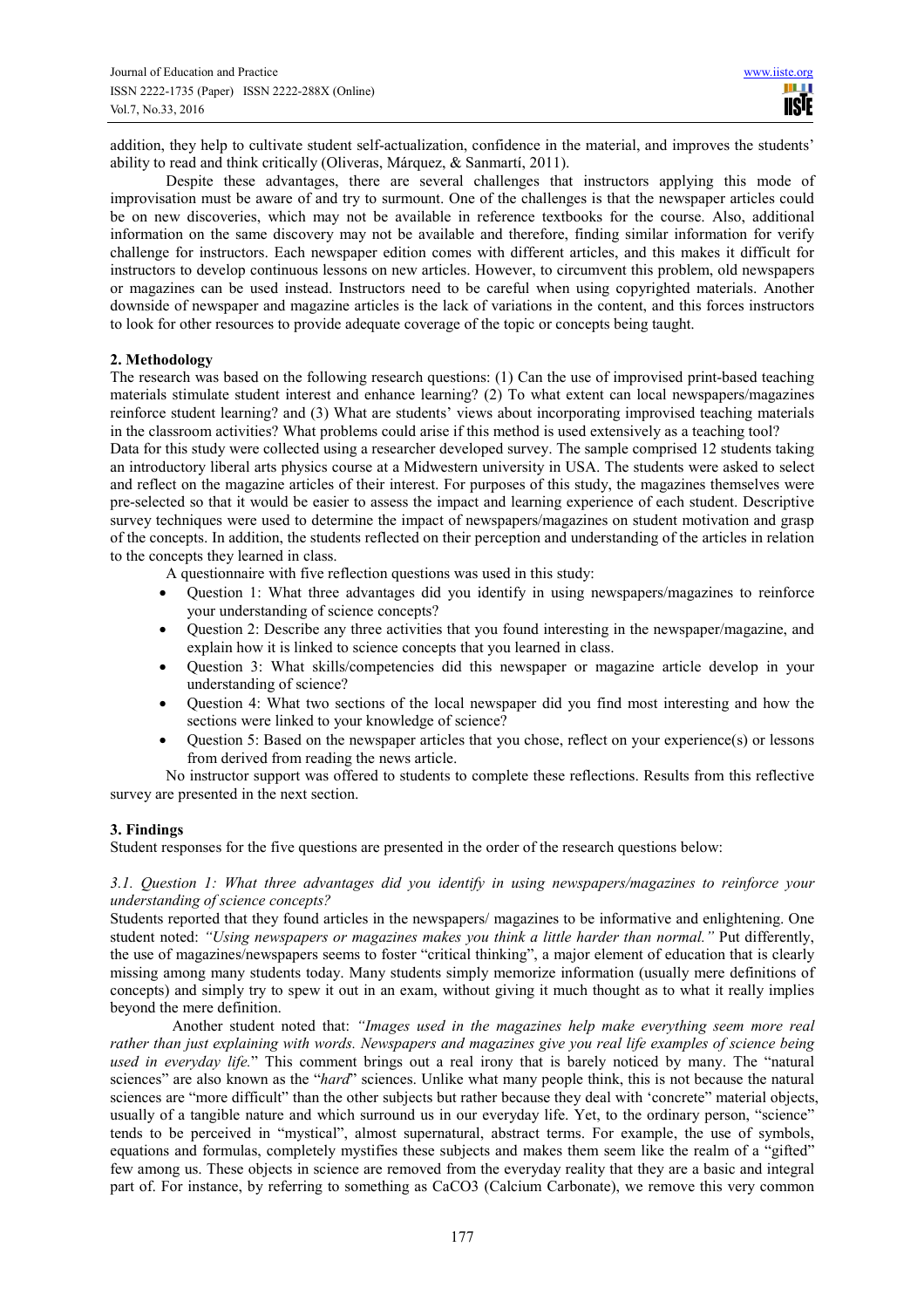addition, they help to cultivate student self-actualization, confidence in the material, and improves the students' ability to read and think critically (Oliveras, Márquez, & Sanmartí, 2011).

Despite these advantages, there are several challenges that instructors applying this mode of improvisation must be aware of and try to surmount. One of the challenges is that the newspaper articles could be on new discoveries, which may not be available in reference textbooks for the course. Also, additional information on the same discovery may not be available and therefore, finding similar information for verify challenge for instructors. Each newspaper edition comes with different articles, and this makes it difficult for instructors to develop continuous lessons on new articles. However, to circumvent this problem, old newspapers or magazines can be used instead. Instructors need to be careful when using copyrighted materials. Another downside of newspaper and magazine articles is the lack of variations in the content, and this forces instructors to look for other resources to provide adequate coverage of the topic or concepts being taught.

## 2. Methodology

The research was based on the following research questions: (1) Can the use of improvised print-based teaching materials stimulate student interest and enhance learning? (2) To what extent can local newspapers/magazines reinforce student learning? and (3) What are students' views about incorporating improvised teaching materials in the classroom activities? What problems could arise if this method is used extensively as a teaching tool?

Data for this study were collected using a researcher developed survey. The sample comprised 12 students taking an introductory liberal arts physics course at a Midwestern university in USA. The students were asked to select and reflect on the magazine articles of their interest. For purposes of this study, the magazines themselves were pre-selected so that it would be easier to assess the impact and learning experience of each student. Descriptive survey techniques were used to determine the impact of newspapers/magazines on student motivation and grasp of the concepts. In addition, the students reflected on their perception and understanding of the articles in relation to the concepts they learned in class.

A questionnaire with five reflection questions was used in this study:

- Question 1: What three advantages did you identify in using newspapers/magazines to reinforce your understanding of science concepts?
- Question 2: Describe any three activities that you found interesting in the newspaper/magazine, and explain how it is linked to science concepts that you learned in class.
- Question 3: What skills/competencies did this newspaper or magazine article develop in your understanding of science?
- Question 4: What two sections of the local newspaper did you find most interesting and how the sections were linked to your knowledge of science?
- Question 5: Based on the newspaper articles that you chose, reflect on your experience(s) or lessons from derived from reading the news article.

No instructor support was offered to students to complete these reflections. Results from this reflective survey are presented in the next section.

## 3. Findings

Student responses for the five questions are presented in the order of the research questions below:

### *3.1. Question 1: What three advantages did you identify in using newspapers/magazines to reinforce your understanding of science concepts?*

Students reported that they found articles in the newspapers/ magazines to be informative and enlightening. One student noted: *"Using newspapers or magazines makes you think a little harder than normal."* Put differently, the use of magazines/newspapers seems to foster "critical thinking", a major element of education that is clearly missing among many students today. Many students simply memorize information (usually mere definitions of concepts) and simply try to spew it out in an exam, without giving it much thought as to what it really implies beyond the mere definition.

Another student noted that: *"Images used in the magazines help make everything seem more real rather than just explaining with words. Newspapers and magazines give you real life examples of science being used in everyday life.*" This comment brings out a real irony that is barely noticed by many. The "natural sciences" are also known as the "*hard*" sciences. Unlike what many people think, this is not because the natural sciences are "more difficult" than the other subjects but rather because they deal with 'concrete' material objects, usually of a tangible nature and which surround us in our everyday life. Yet, to the ordinary person, "science" tends to be perceived in "mystical", almost supernatural, abstract terms. For example, the use of symbols, equations and formulas, completely mystifies these subjects and makes them seem like the realm of a "gifted" few among us. These objects in science are removed from the everyday reality that they are a basic and integral part of. For instance, by referring to something as $CaCO_3$ (Calcium Carbonate), we remove this very common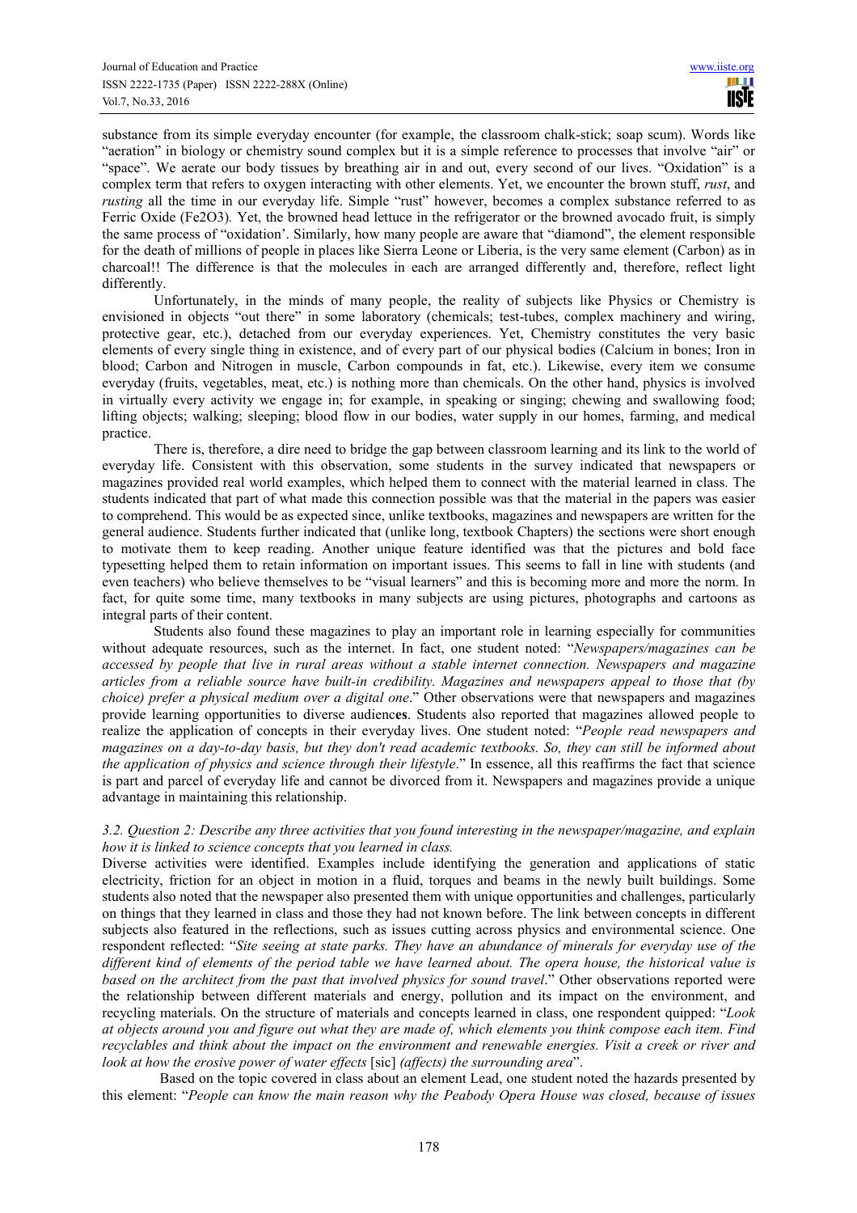substance from its simple everyday encounter (for example, the classroom chalk-stick; soap scum). Words like "aeration" in biology or chemistry sound complex but it is a simple reference to processes that involve "air" or "space". We aerate our body tissues by breathing air in and out, every second of our lives. "Oxidation" is a complex term that refers to oxygen interacting with other elements. Yet, we encounter the brown stuff, *rust*, and *rusting* all the time in our everyday life. Simple "rust" however, becomes a complex substance referred to as Ferric Oxide ($Fe2O3$)*.* Yet, the browned head lettuce in the refrigerator or the browned avocado fruit, is simply the same process of "oxidation'. Similarly, how many people are aware that "diamond", the element responsible for the death of millions of people in places like Sierra Leone or Liberia, is the very same element (Carbon) as in charcoal!! The difference is that the molecules in each are arranged differently and, therefore, reflect light differently.

Unfortunately, in the minds of many people, the reality of subjects like Physics or Chemistry is envisioned in objects "out there" in some laboratory (chemicals; test-tubes, complex machinery and wiring, protective gear, etc.), detached from our everyday experiences. Yet, Chemistry constitutes the very basic elements of every single thing in existence, and of every part of our physical bodies (Calcium in bones; Iron in blood; Carbon and Nitrogen in muscle, Carbon compounds in fat, etc.). Likewise, every item we consume everyday (fruits, vegetables, meat, etc.) is nothing more than chemicals. On the other hand, physics is involved in virtually every activity we engage in; for example, in speaking or singing; chewing and swallowing food; lifting objects; walking; sleeping; blood flow in our bodies, water supply in our homes, farming, and medical practice.

There is, therefore, a dire need to bridge the gap between classroom learning and its link to the world of everyday life. Consistent with this observation, some students in the survey indicated that newspapers or magazines provided real world examples, which helped them to connect with the material learned in class. The students indicated that part of what made this connection possible was that the material in the papers was easier to comprehend. This would be as expected since, unlike textbooks, magazines and newspapers are written for the general audience. Students further indicated that (unlike long, textbook Chapters) the sections were short enough to motivate them to keep reading. Another unique feature identified was that the pictures and bold face typesetting helped them to retain information on important issues. This seems to fall in line with students (and even teachers) who believe themselves to be "visual learners" and this is becoming more and more the norm. In fact, for quite some time, many textbooks in many subjects are using pictures, photographs and cartoons as integral parts of their content.

Students also found these magazines to play an important role in learning especially for communities without adequate resources, such as the internet. In fact, one student noted: "*Newspapers/magazines can be accessed by people that live in rural areas without a stable internet connection. Newspapers and magazine articles from a reliable source have built-in credibility. Magazines and newspapers appeal to those that (by choice) prefer a physical medium over a digital one*." Other observations were that newspapers and magazines provide learning opportunities to diverse audienc**es**. Students also reported that magazines allowed people to realize the application of concepts in their everyday lives. One student noted: "*People read newspapers and magazines on a day-to-day basis, but they don't read academic textbooks. So, they can still be informed about the application of physics and science through their lifestyle*." In essence, all this reaffirms the fact that science is part and parcel of everyday life and cannot be divorced from it. Newspapers and magazines provide a unique advantage in maintaining this relationship.

### *3.2. Question 2: Describe any three activities that you found interesting in the newspaper/magazine, and explain how it is linked to science concepts that you learned in class.*

Diverse activities were identified. Examples include identifying the generation and applications of static electricity, friction for an object in motion in a fluid, torques and beams in the newly built buildings. Some students also noted that the newspaper also presented them with unique opportunities and challenges, particularly on things that they learned in class and those they had not known before. The link between concepts in different subjects also featured in the reflections, such as issues cutting across physics and environmental science. One respondent reflected: "*Site seeing at state parks. They have an abundance of minerals for everyday use of the different kind of elements of the period table we have learned about. The opera house, the historical value is based on the architect from the past that involved physics for sound travel*." Other observations reported were the relationship between different materials and energy, pollution and its impact on the environment, and recycling materials. On the structure of materials and concepts learned in class, one respondent quipped: "*Look at objects around you and figure out what they are made of, which elements you think compose each item. Find recyclables and think about the impact on the environment and renewable energies. Visit a creek or river and look at how the erosive power of water effects* [sic] *(affects) the surrounding area*".

Based on the topic covered in class about an element Lead, one student noted the hazards presented by this element: "*People can know the main reason why the Peabody Opera House was closed, because of issues*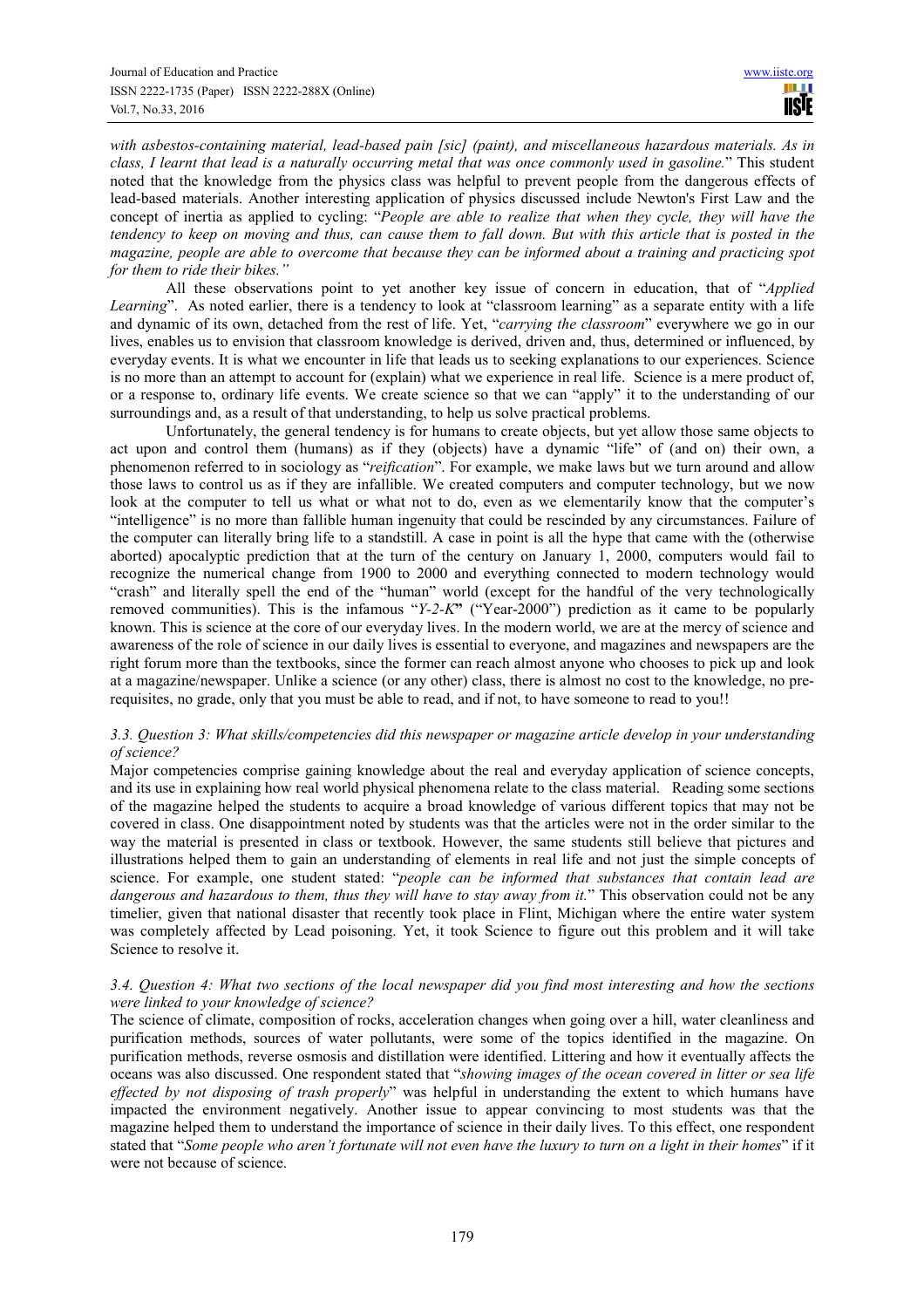*with asbestos-containing material, lead-based pain [sic] (paint), and miscellaneous hazardous materials. As in class, I learnt that lead is a naturally occurring metal that was once commonly used in gasoline.*" This student noted that the knowledge from the physics class was helpful to prevent people from the dangerous effects of lead-based materials. Another interesting application of physics discussed include Newton's First Law and the concept of inertia as applied to cycling: "*People are able to realize that when they cycle, they will have the tendency to keep on moving and thus, can cause them to fall down. But with this article that is posted in the magazine, people are able to overcome that because they can be informed about a training and practicing spot for them to ride their bikes.*"

All these observations point to yet another key issue of concern in education, that of "*Applied Learning*". As noted earlier, there is a tendency to look at "classroom learning" as a separate entity with a life and dynamic of its own, detached from the rest of life. Yet, "*carrying the classroom*" everywhere we go in our lives, enables us to envision that classroom knowledge is derived, driven and, thus, determined or influenced, by everyday events. It is what we encounter in life that leads us to seeking explanations to our experiences. Science is no more than an attempt to account for (explain) what we experience in real life. Science is a mere product of, or a response to, ordinary life events. We create science so that we can "apply" it to the understanding of our surroundings and, as a result of that understanding, to help us solve practical problems.

Unfortunately, the general tendency is for humans to create objects, but yet allow those same objects to act upon and control them (humans) as if they (objects) have a dynamic "life" of (and on) their own, a phenomenon referred to in sociology as "*reification*". For example, we make laws but we turn around and allow those laws to control us as if they are infallible. We created computers and computer technology, but we now look at the computer to tell us what or what not to do, even as we elementarily know that the computer's "intelligence" is no more than fallible human ingenuity that could be rescinded by any circumstances. Failure of the computer can literally bring life to a standstill. A case in point is all the hype that came with the (otherwise aborted) apocalyptic prediction that at the turn of the century on January 1, 2000, computers would fail to recognize the numerical change from 1900 to 2000 and everything connected to modern technology would "crash" and literally spell the end of the "human" world (except for the handful of the very technologically removed communities). This is the infamous "*Y-2-K*" ("Year-2000") prediction as it came to be popularly known. This is science at the core of our everyday lives. In the modern world, we are at the mercy of science and awareness of the role of science in our daily lives is essential to everyone, and magazines and newspapers are the right forum more than the textbooks, since the former can reach almost anyone who chooses to pick up and look at a magazine/newspaper. Unlike a science (or any other) class, there is almost no cost to the knowledge, no pre-requisites, no grade, only that you must be able to read, and if not, to have someone to read to you!!

### *3.3. Question 3: What skills/competencies did this newspaper or magazine article develop in your understanding of science?*

Major competencies comprise gaining knowledge about the real and everyday application of science concepts, and its use in explaining how real world physical phenomena relate to the class material. Reading some sections of the magazine helped the students to acquire a broad knowledge of various different topics that may not be covered in class. One disappointment noted by students was that the articles were not in the order similar to the way the material is presented in class or textbook. However, the same students still believe that pictures and illustrations helped them to gain an understanding of elements in real life and not just the simple concepts of science. For example, one student stated: "*people can be informed that substances that contain lead are dangerous and hazardous to them, thus they will have to stay away from it.*" This observation could not be any timelier, given that national disaster that recently took place in Flint, Michigan where the entire water system was completely affected by Lead poisoning. Yet, it took Science to figure out this problem and it will take Science to resolve it.

### *3.4. Question 4: What two sections of the local newspaper did you find most interesting and how the sections were linked to your knowledge of science?*

The science of climate, composition of rocks, acceleration changes when going over a hill, water cleanliness and purification methods, sources of water pollutants, were some of the topics identified in the magazine. On purification methods, reverse osmosis and distillation were identified. Littering and how it eventually affects the oceans was also discussed. One respondent stated that "*showing images of the ocean covered in litter or sea life effected by not disposing of trash properly*" was helpful in understanding the extent to which humans have impacted the environment negatively. Another issue to appear convincing to most students was that the magazine helped them to understand the importance of science in their daily lives. To this effect, one respondent stated that "*Some people who aren't fortunate will not even have the luxury to turn on a light in their homes*" if it were not because of science.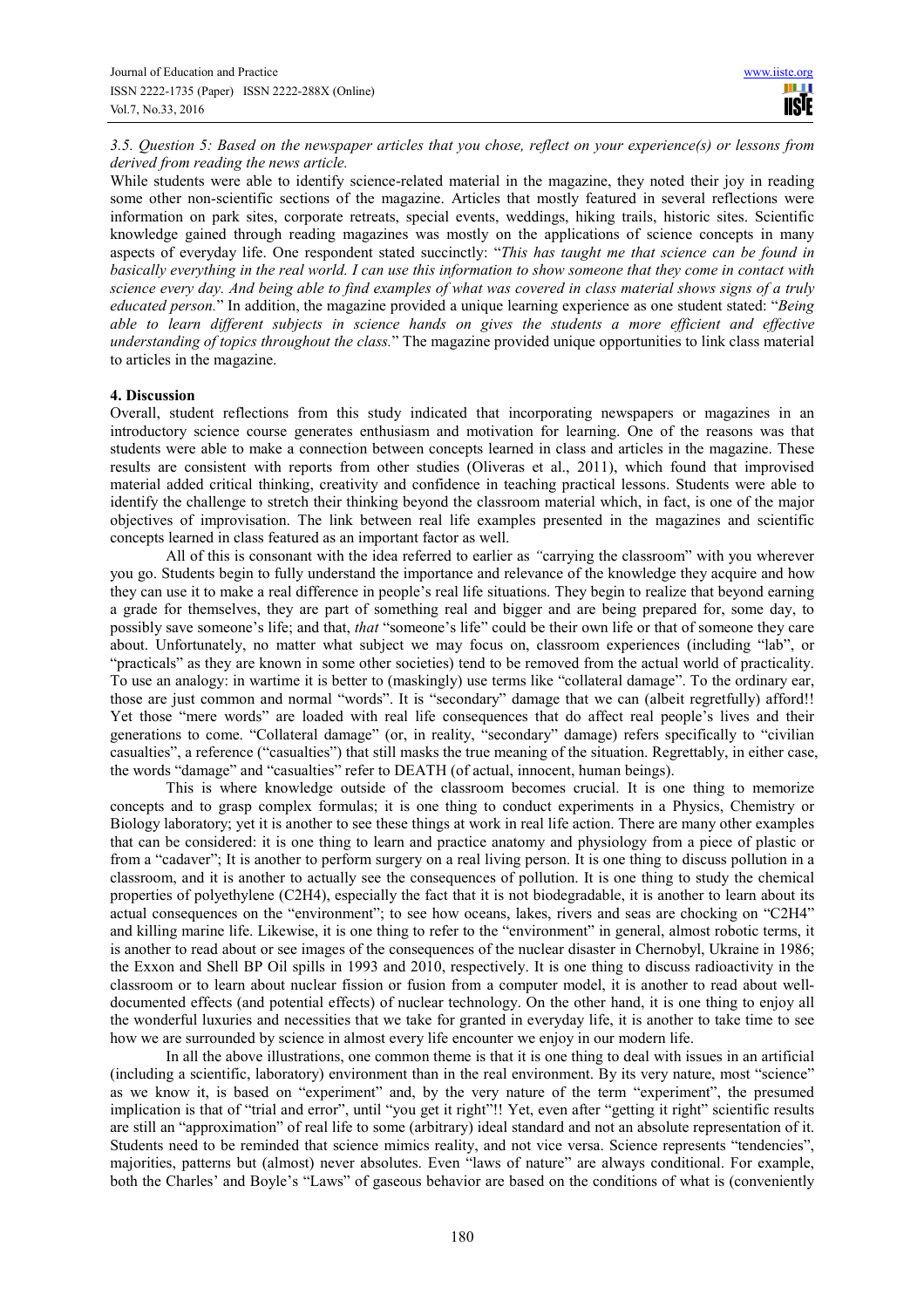*3.5. Question 5: Based on the newspaper articles that you chose, reflect on your experience(s) or lessons from derived from reading the news article.*

While students were able to identify science-related material in the magazine, they noted their joy in reading some other non-scientific sections of the magazine. Articles that mostly featured in several reflections were information on park sites, corporate retreats, special events, weddings, hiking trails, historic sites. Scientific knowledge gained through reading magazines was mostly on the applications of science concepts in many aspects of everyday life. One respondent stated succinctly: "*This has taught me that science can be found in basically everything in the real world. I can use this information to show someone that they come in contact with science every day. And being able to find examples of what was covered in class material shows signs of a truly educated person.*" In addition, the magazine provided a unique learning experience as one student stated: "*Being able to learn different subjects in science hands on gives the students a more efficient and effective understanding of topics throughout the class.*" The magazine provided unique opportunities to link class material to articles in the magazine.

## 4. Discussion

Overall, student reflections from this study indicated that incorporating newspapers or magazines in an introductory science course generates enthusiasm and motivation for learning. One of the reasons was that students were able to make a connection between concepts learned in class and articles in the magazine. These results are consistent with reports from other studies (Oliveras et al., 2011), which found that improvised material added critical thinking, creativity and confidence in teaching practical lessons. Students were able to identify the challenge to stretch their thinking beyond the classroom material which, in fact, is one of the major objectives of improvisation. The link between real life examples presented in the magazines and scientific concepts learned in class featured as an important factor as well.

All of this is consonant with the idea referred to earlier as *"*carrying the classroom" with you wherever you go. Students begin to fully understand the importance and relevance of the knowledge they acquire and how they can use it to make a real difference in people's real life situations. They begin to realize that beyond earning a grade for themselves, they are part of something real and bigger and are being prepared for, some day, to possibly save someone's life; and that, *that* "someone's life" could be their own life or that of someone they care about. Unfortunately, no matter what subject we may focus on, classroom experiences (including "lab", or "practicals" as they are known in some other societies) tend to be removed from the actual world of practicality. To use an analogy: in wartime it is better to (maskingly) use terms like "collateral damage". To the ordinary ear, those are just common and normal "words". It is "secondary" damage that we can (albeit regretfully) afford!! Yet those "mere words" are loaded with real life consequences that do affect real people's lives and their generations to come. "Collateral damage" (or, in reality, "secondary" damage) refers specifically to "civilian casualties", a reference ("casualties") that still masks the true meaning of the situation. Regrettably, in either case, the words "damage" and "casualties" refer to DEATH (of actual, innocent, human beings).

This is where knowledge outside of the classroom becomes crucial. It is one thing to memorize concepts and to grasp complex formulas; it is one thing to conduct experiments in a Physics, Chemistry or Biology laboratory; yet it is another to see these things at work in real life action. There are many other examples that can be considered: it is one thing to learn and practice anatomy and physiology from a piece of plastic or from a "cadaver"; It is another to perform surgery on a real living person. It is one thing to discuss pollution in a classroom, and it is another to actually see the consequences of pollution. It is one thing to study the chemical properties of polyethylene ($C_2H_4$), especially the fact that it is not biodegradable, it is another to learn about its actual consequences on the "environment"; to see how oceans, lakes, rivers and seas are chocking on "$C_2H_4$" and killing marine life. Likewise, it is one thing to refer to the "environment" in general, almost robotic terms, it is another to read about or see images of the consequences of the nuclear disaster in Chernobyl, Ukraine in 1986; the Exxon and Shell BP Oil spills in 1993 and 2010, respectively. It is one thing to discuss radioactivity in the classroom or to learn about nuclear fission or fusion from a computer model, it is another to read about well-documented effects (and potential effects) of nuclear technology. On the other hand, it is one thing to enjoy all the wonderful luxuries and necessities that we take for granted in everyday life, it is another to take time to see how we are surrounded by science in almost every life encounter we enjoy in our modern life.

In all the above illustrations, one common theme is that it is one thing to deal with issues in an artificial (including a scientific, laboratory) environment than in the real environment. By its very nature, most "science" as we know it, is based on "experiment" and, by the very nature of the term "experiment", the presumed implication is that of "trial and error", until "you get it right"!! Yet, even after "getting it right" scientific results are still an "approximation" of real life to some (arbitrary) ideal standard and not an absolute representation of it. Students need to be reminded that science mimics reality, and not vice versa. Science represents "tendencies", majorities, patterns but (almost) never absolutes. Even "laws of nature" are always conditional. For example, both the Charles' and Boyle's "Laws" of gaseous behavior are based on the conditions of what is (conveniently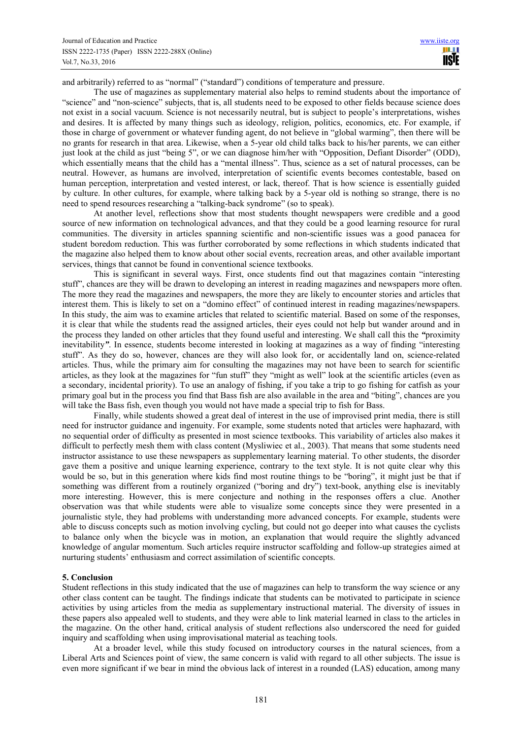and arbitrarily) referred to as "normal" ("standard") conditions of temperature and pressure.

The use of magazines as supplementary material also helps to remind students about the importance of "science" and "non-science" subjects, that is, all students need to be exposed to other fields because science does not exist in a social vacuum. Science is not necessarily neutral, but is subject to people's interpretations, wishes and desires. It is affected by many things such as ideology, religion, politics, economics, etc. For example, if those in charge of government or whatever funding agent, do not believe in "global warming", then there will be no grants for research in that area. Likewise, when a 5-year old child talks back to his/her parents, we can either just look at the child as just "being 5", or we can diagnose him/her with "Opposition, Defiant Disorder" (ODD), which essentially means that the child has a "mental illness". Thus, science as a set of natural processes, can be neutral. However, as humans are involved, interpretation of scientific events becomes contestable, based on human perception, interpretation and vested interest, or lack, thereof. That is how science is essentially guided by culture. In other cultures, for example, where talking back by a 5-year old is nothing so strange, there is no need to spend resources researching a "talking-back syndrome" (so to speak).

At another level, reflections show that most students thought newspapers were credible and a good source of new information on technological advances, and that they could be a good learning resource for rural communities. The diversity in articles spanning scientific and non-scientific issues was a good panacea for student boredom reduction. This was further corroborated by some reflections in which students indicated that the magazine also helped them to know about other social events, recreation areas, and other available important services, things that cannot be found in conventional science textbooks.

This is significant in several ways. First, once students find out that magazines contain "interesting stuff", chances are they will be drawn to developing an interest in reading magazines and newspapers more often. The more they read the magazines and newspapers, the more they are likely to encounter stories and articles that interest them. This is likely to set on a "domino effect" of continued interest in reading magazines/newspapers. In this study, the aim was to examine articles that related to scientific material. Based on some of the responses, it is clear that while the students read the assigned articles, their eyes could not help but wander around and in the process they landed on other articles that they found useful and interesting. We shall call this the *"proximity inevitability"*. In essence, students become interested in looking at magazines as a way of finding "interesting stuff". As they do so, however, chances are they will also look for, or accidentally land on, science-related articles. Thus, while the primary aim for consulting the magazines may not have been to search for scientific articles, as they look at the magazines for "fun stuff" they "might as well" look at the scientific articles (even as a secondary, incidental priority). To use an analogy of fishing, if you take a trip to go fishing for catfish as your primary goal but in the process you find that Bass fish are also available in the area and "biting", chances are you will take the Bass fish, even though you would not have made a special trip to fish for Bass.

Finally, while students showed a great deal of interest in the use of improvised print media, there is still need for instructor guidance and ingenuity. For example, some students noted that articles were haphazard, with no sequential order of difficulty as presented in most science textbooks. This variability of articles also makes it difficult to perfectly mesh them with class content (Mysliwiec et al., 2003). That means that some students need instructor assistance to use these newspapers as supplementary learning material. To other students, the disorder gave them a positive and unique learning experience, contrary to the text style. It is not quite clear why this would be so, but in this generation where kids find most routine things to be "boring", it might just be that if something was different from a routinely organized ("boring and dry") text-book, anything else is inevitably more interesting. However, this is mere conjecture and nothing in the responses offers a clue. Another observation was that while students were able to visualize some concepts since they were presented in a journalistic style, they had problems with understanding more advanced concepts. For example, students were able to discuss concepts such as motion involving cycling, but could not go deeper into what causes the cyclists to balance only when the bicycle was in motion, an explanation that would require the slightly advanced knowledge of angular momentum. Such articles require instructor scaffolding and follow-up strategies aimed at nurturing students' enthusiasm and correct assimilation of scientific concepts.

## 5. Conclusion

Student reflections in this study indicated that the use of magazines can help to transform the way science or any other class content can be taught. The findings indicate that students can be motivated to participate in science activities by using articles from the media as supplementary instructional material. The diversity of issues in these papers also appealed well to students, and they were able to link material learned in class to the articles in the magazine. On the other hand, critical analysis of student reflections also underscored the need for guided inquiry and scaffolding when using improvisational material as teaching tools.

At a broader level, while this study focused on introductory courses in the natural sciences, from a Liberal Arts and Sciences point of view, the same concern is valid with regard to all other subjects. The issue is even more significant if we bear in mind the obvious lack of interest in a rounded (LAS) education, among many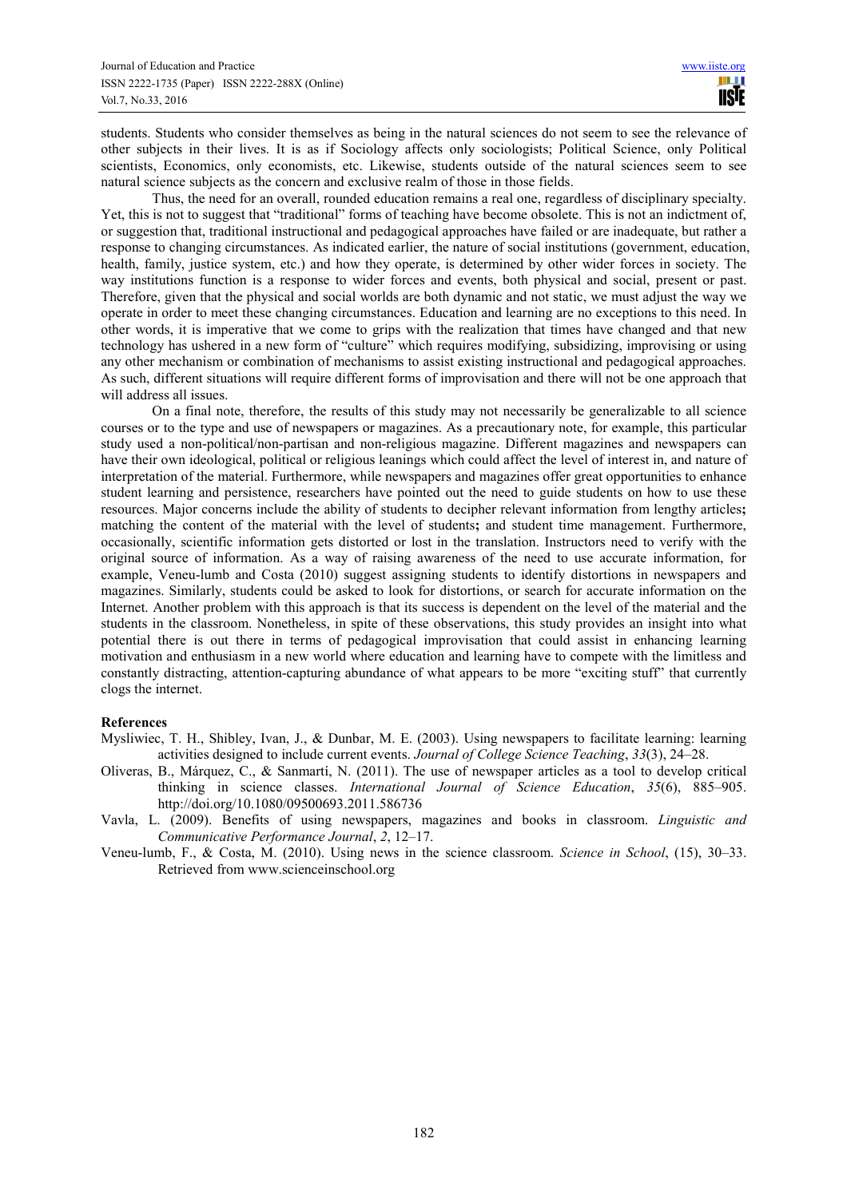students. Students who consider themselves as being in the natural sciences do not seem to see the relevance of other subjects in their lives. It is as if Sociology affects only sociologists; Political Science, only Political scientists, Economics, only economists, etc. Likewise, students outside of the natural sciences seem to see natural science subjects as the concern and exclusive realm of those in those fields.

Thus, the need for an overall, rounded education remains a real one, regardless of disciplinary specialty. Yet, this is not to suggest that "traditional" forms of teaching have become obsolete. This is not an indictment of, or suggestion that, traditional instructional and pedagogical approaches have failed or are inadequate, but rather a response to changing circumstances. As indicated earlier, the nature of social institutions (government, education, health, family, justice system, etc.) and how they operate, is determined by other wider forces in society. The way institutions function is a response to wider forces and events, both physical and social, present or past. Therefore, given that the physical and social worlds are both dynamic and not static, we must adjust the way we operate in order to meet these changing circumstances. Education and learning are no exceptions to this need. In other words, it is imperative that we come to grips with the realization that times have changed and that new technology has ushered in a new form of "culture" which requires modifying, subsidizing, improvising or using any other mechanism or combination of mechanisms to assist existing instructional and pedagogical approaches. As such, different situations will require different forms of improvisation and there will not be one approach that will address all issues.

On a final note, therefore, the results of this study may not necessarily be generalizable to all science courses or to the type and use of newspapers or magazines. As a precautionary note, for example, this particular study used a non-political/non-partisan and non-religious magazine. Different magazines and newspapers can have their own ideological, political or religious leanings which could affect the level of interest in, and nature of interpretation of the material. Furthermore, while newspapers and magazines offer great opportunities to enhance student learning and persistence, researchers have pointed out the need to guide students on how to use these resources. Major concerns include the ability of students to decipher relevant information from lengthy articles**;** matching the content of the material with the level of students**;** and student time management. Furthermore, occasionally, scientific information gets distorted or lost in the translation. Instructors need to verify with the original source of information. As a way of raising awareness of the need to use accurate information, for example, Veneu-lumb and Costa (2010) suggest assigning students to identify distortions in newspapers and magazines. Similarly, students could be asked to look for distortions, or search for accurate information on the Internet. Another problem with this approach is that its success is dependent on the level of the material and the students in the classroom. Nonetheless, in spite of these observations, this study provides an insight into what potential there is out there in terms of pedagogical improvisation that could assist in enhancing learning motivation and enthusiasm in a new world where education and learning have to compete with the limitless and constantly distracting, attention-capturing abundance of what appears to be more "exciting stuff" that currently clogs the internet.

## References

Mysliwiec, T. H., Shibley, Ivan, J., & Dunbar, M. E. (2003). Using newspapers to facilitate learning: learning activities designed to include current events. *Journal of College Science Teaching*, *33*(3), 24–28.

Oliveras, B., Márquez, C., & Sanmartí, N. (2011). The use of newspaper articles as a tool to develop critical thinking in science classes. *International Journal of Science Education*, *35*(6), 885–905. http://doi.org/10.1080/09500693.2011.586736

Vavla, L. (2009). Benefits of using newspapers, magazines and books in classroom. *Linguistic and Communicative Performance Journal*, *2*, 12–17.

Veneu-lumb, F., & Costa, M. (2010). Using news in the science classroom. *Science in School*, (15), 30–33. Retrieved from www.scienceinschool.org